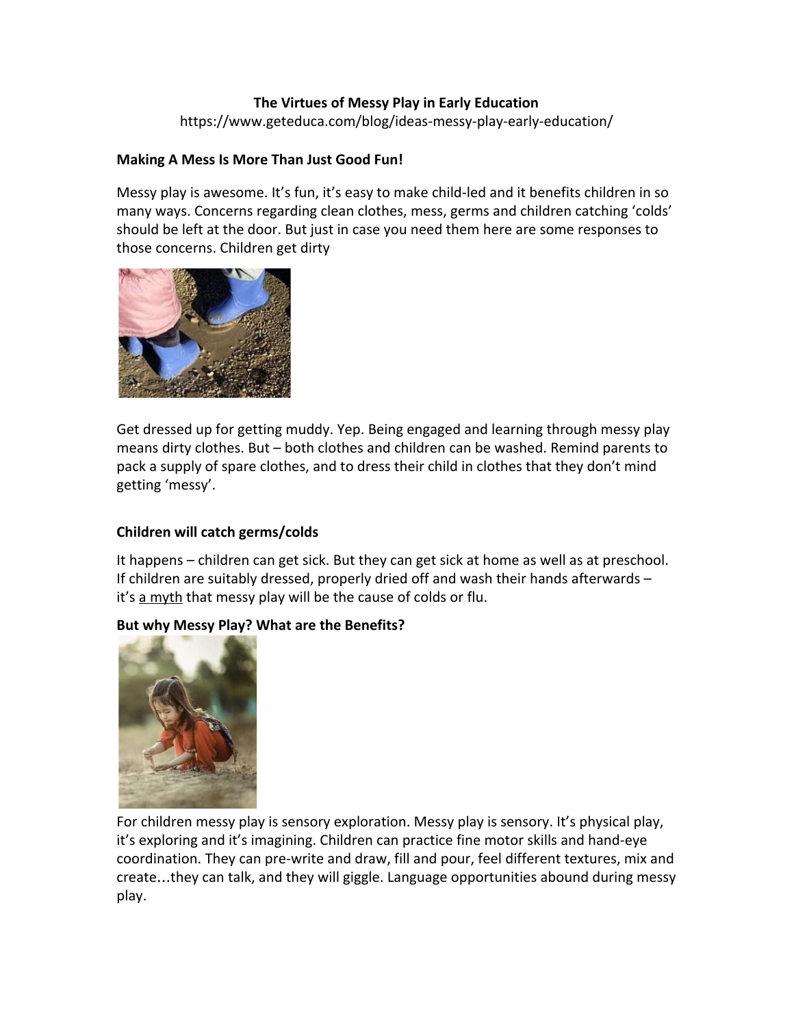# The Virtues of Messy Play in Early Education

https://www.geteduca.com/blog/ideas-messy-play-early-education/

## Making A Mess Is More Than Just Good Fun!

Messy play is awesome. It's fun, it's easy to make child-led and it benefits children in so many ways. Concerns regarding clean clothes, mess, germs and children catching 'colds' should be left at the door. But just in case you need them here are some responses to those concerns. Children get dirty

Get dressed up for getting muddy. Yep. Being engaged and learning through messy play means dirty clothes. But – both clothes and children can be washed. Remind parents to pack a supply of spare clothes, and to dress their child in clothes that they don't mind getting 'messy'.

## Children will catch germs/colds

It happens – children can get sick. But they can get sick at home as well as at preschool. If children are suitably dressed, properly dried off and wash their hands afterwards – it's a myth that messy play will be the cause of colds or flu.

## But why Messy Play? What are the Benefits?

For children messy play is sensory exploration. Messy play is sensory. It's physical play, it's exploring and it's imagining. Children can practice fine motor skills and hand-eye coordination. They can pre-write and draw, fill and pour, feel different textures, mix and create…they can talk, and they will giggle. Language opportunities abound during messy play.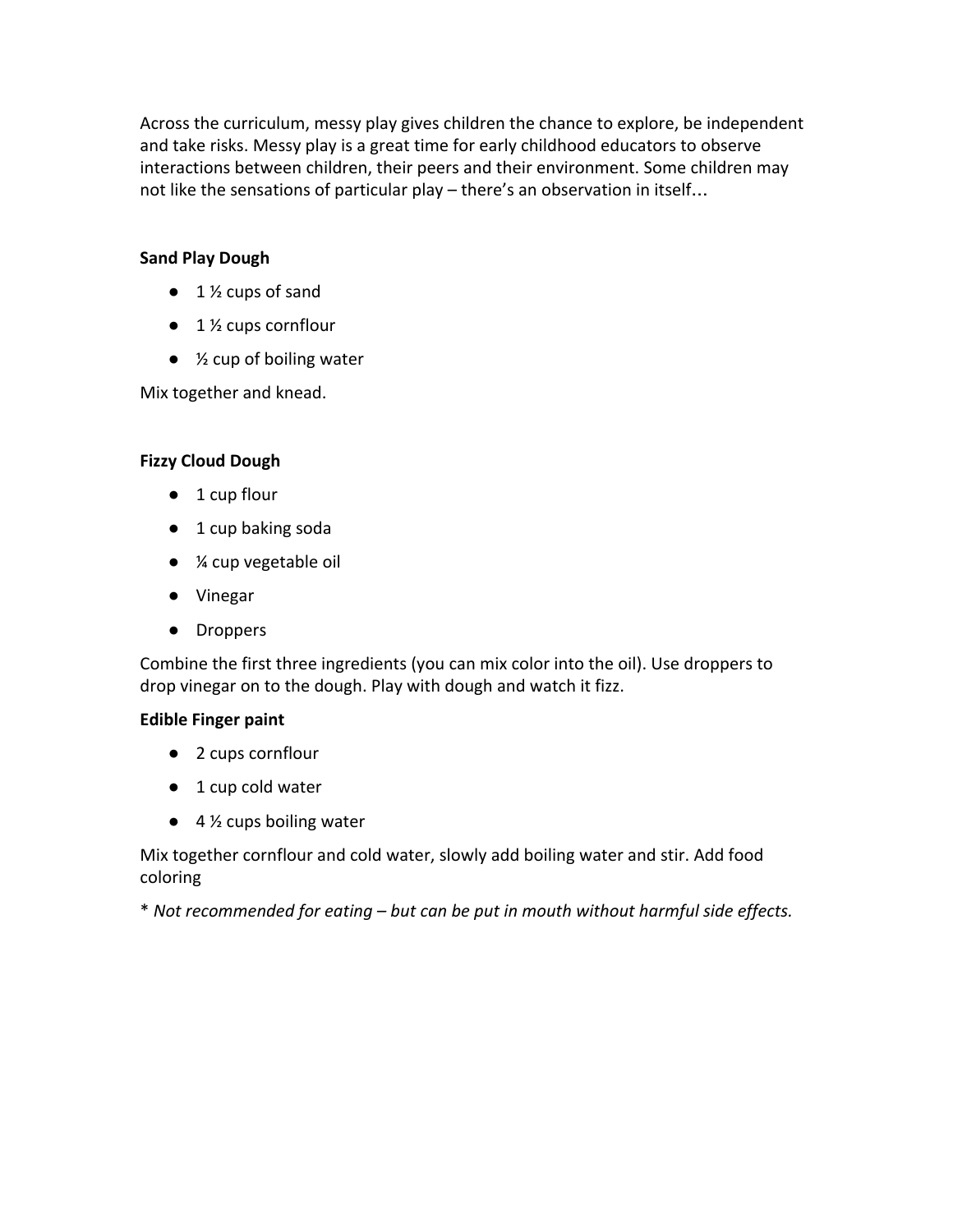Across the curriculum, messy play gives children the chance to explore, be independent and take risks. Messy play is a great time for early childhood educators to observe interactions between children, their peers and their environment. Some children may not like the sensations of particular play – there's an observation in itself…

**Sand Play Dough**

- 1 ½ cups of sand
- 1 ½ cups cornflour
- ½ cup of boiling water

Mix together and knead.

**Fizzy Cloud Dough**

- 1 cup flour
- 1 cup baking soda
- ¼ cup vegetable oil
- Vinegar
- Droppers

Combine the first three ingredients (you can mix color into the oil). Use droppers to drop vinegar on to the dough. Play with dough and watch it fizz.

**Edible Finger paint**

- 2 cups cornflour
- 1 cup cold water
- 4 ½ cups boiling water

Mix together cornflour and cold water, slowly add boiling water and stir. Add food coloring

* *Not recommended for eating – but can be put in mouth without harmful side effects.*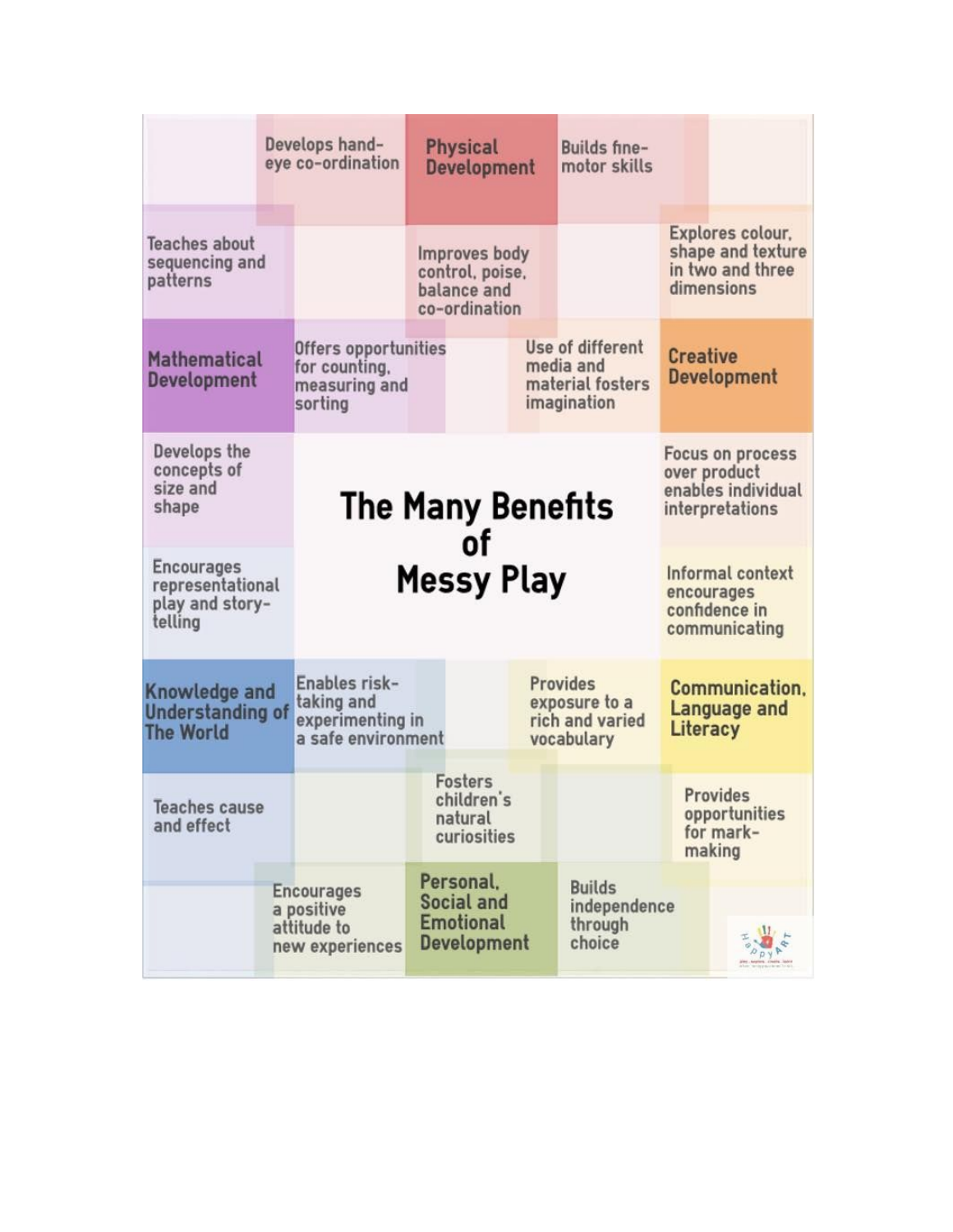# The Many Benefits of Messy Play

## Physical Development

- Develops hand-eye co-ordination
- Builds fine-motor skills
- Improves body control, poise, balance and co-ordination

## Mathematical Development

- Teaches about sequencing and patterns
- Offers opportunities for counting, measuring and sorting
- Develops the concepts of size and shape

## Creative Development

- Explores colour, shape and texture in two and three dimensions
- Use of different media and material fosters imagination
- Focus on process over product enables individual interpretations

## Knowledge and Understanding of The World

- Encourages representational play and story-telling
- Enables risk-taking and experimenting in a safe environment
- Teaches cause and effect

## Communication, Language and Literacy

- Informal context encourages confidence in communicating
- Provides exposure to a rich and varied vocabulary
- Provides opportunities for mark-making

## Personal, Social and Emotional Development

- Fosters children's natural curiosities
- Encourages a positive attitude to new experiences
- Builds independence through choice